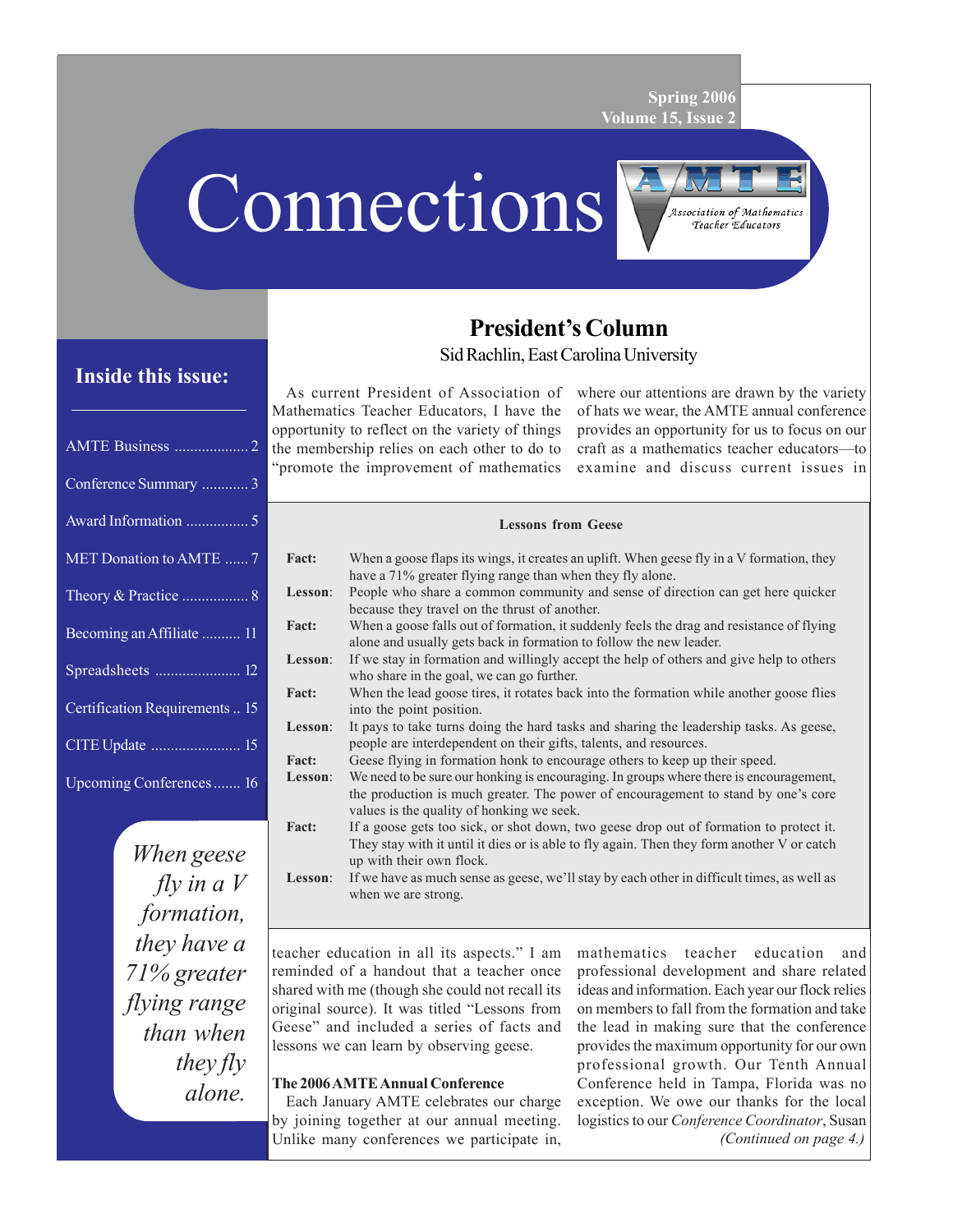Spring 2006
Volume 15, Issue 2

# Connections

Association of Mathematics Teacher Educators

## Inside this issue:

- AMTE Business ................... 2
- Conference Summary ............ 3
- Award Information ................ 5
- MET Donation to AMTE ...... 7
- Theory & Practice ................. 8
- Becoming an Affiliate .......... 11
- Spreadsheets ...................... 12
- Certification Requirements .. 15
- CITE Update ....................... 15
- Upcoming Conferences ....... 16

*When geese fly in a V formation, they have a 71% greater flying range than when they fly alone.*

## President's Column

Sid Rachlin, East Carolina University

As current President of Association of Mathematics Teacher Educators, I have the opportunity to reflect on the variety of things the membership relies on each other to do to "promote the improvement of mathematics teacher education in all its aspects." I am reminded of a handout that a teacher once shared with me (though she could not recall its original source). It was titled "Lessons from Geese" and included a series of facts and lessons we can learn by observing geese.

**Lessons from Geese**

**Fact:** When a goose flaps its wings, it creates an uplift. When geese fly in a V formation, they have a 71% greater flying range than when they fly alone.
**Lesson**: People who share a common community and sense of direction can get here quicker because they travel on the thrust of another.

**Fact:** When a goose falls out of formation, it suddenly feels the drag and resistance of flying alone and usually gets back in formation to follow the new leader.
**Lesson**: If we stay in formation and willingly accept the help of others and give help to others who share in the goal, we can go further.

**Fact:** When the lead goose tires, it rotates back into the formation while another goose flies into the point position.
**Lesson**: It pays to take turns doing the hard tasks and sharing the leadership tasks. As geese, people are interdependent on their gifts, talents, and resources.

**Fact:** Geese flying in formation honk to encourage others to keep up their speed.
**Lesson**: We need to be sure our honking is encouraging. In groups where there is encouragement, the production is much greater. The power of encouragement to stand by one's core values is the quality of honking we seek.

**Fact:** If a goose gets too sick, or shot down, two geese drop out of formation to protect it. They stay with it until it dies or is able to fly again. Then they form another V or catch up with their own flock.
**Lesson**: If we have as much sense as geese, we'll stay by each other in difficult times, as well as when we are strong.

### The 2006 AMTE Annual Conference

Each January AMTE celebrates our charge by joining together at our annual meeting. Unlike many conferences we participate in, where our attentions are drawn by the variety of hats we wear, the AMTE annual conference provides an opportunity for us to focus on our craft as a mathematics teacher educators—to examine and discuss current issues in mathematics teacher education and professional development and share related ideas and information. Each year our flock relies on members to fall from the formation and take the lead in making sure that the conference provides the maximum opportunity for our own professional growth. Our Tenth Annual Conference held in Tampa, Florida was no exception. We owe our thanks for the local logistics to our *Conference Coordinator*, Susan

*(Continued on page 4.)*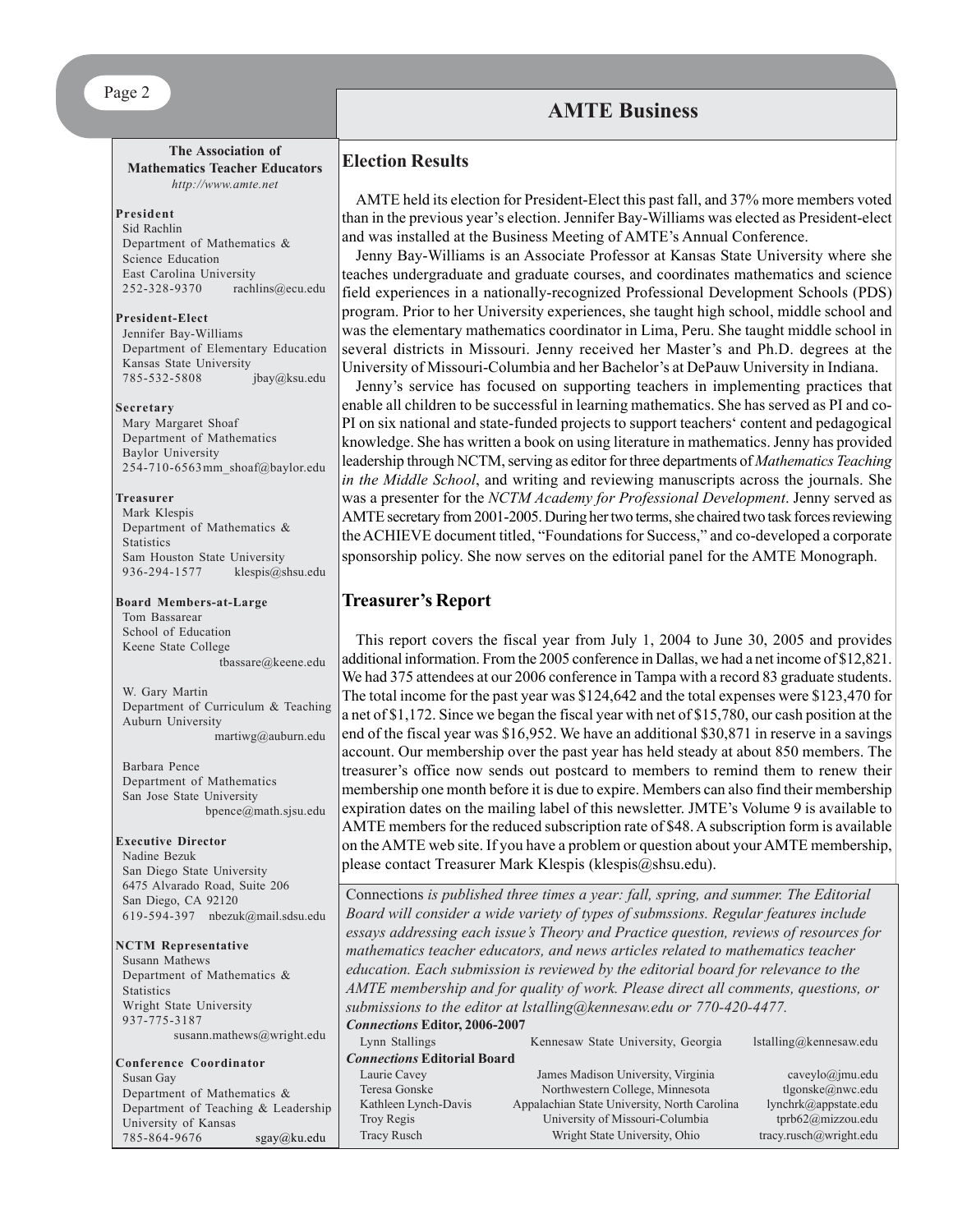# AMTE Business

**The Association of Mathematics Teacher Educators**
*http://www.amte.net*

**President**
Sid Rachlin
Department of Mathematics & Science Education
East Carolina University
252-328-9370 rachlins@ecu.edu

**President-Elect**
Jennifer Bay-Williams
Department of Elementary Education
Kansas State University
785-532-5808 jbay@ksu.edu

**Secretary**
Mary Margaret Shoaf
Department of Mathematics
Baylor University
254-710-6563 mm_shoaf@baylor.edu

**Treasurer**
Mark Klespis
Department of Mathematics & Statistics
Sam Houston State University
936-294-1577 klespis@shsu.edu

**Board Members-at-Large**
Tom Bassarear
School of Education
Keene State College
tbassare@keene.edu

W. Gary Martin
Department of Curriculum & Teaching
Auburn University
martiwg@auburn.edu

Barbara Pence
Department of Mathematics
San Jose State University
bpence@math.sjsu.edu

**Executive Director**
Nadine Bezuk
San Diego State University
6475 Alvarado Road, Suite 206
San Diego, CA 92120
619-594-397 nbezuk@mail.sdsu.edu

**NCTM Representative**
Susann Mathews
Department of Mathematics & Statistics
Wright State University
937-775-3187
susann.mathews@wright.edu

**Conference Coordinator**
Susan Gay
Department of Mathematics &
Department of Teaching & Leadership
University of Kansas
785-864-9676 sgay@ku.edu

## Election Results

AMTE held its election for President-Elect this past fall, and 37% more members voted than in the previous year's election. Jennifer Bay-Williams was elected as President-elect and was installed at the Business Meeting of AMTE's Annual Conference.

Jenny Bay-Williams is an Associate Professor at Kansas State University where she teaches undergraduate and graduate courses, and coordinates mathematics and science field experiences in a nationally-recognized Professional Development Schools (PDS) program. Prior to her University experiences, she taught high school, middle school and was the elementary mathematics coordinator in Lima, Peru. She taught middle school in several districts in Missouri. Jenny received her Master's and Ph.D. degrees at the University of Missouri-Columbia and her Bachelor's at DePauw University in Indiana.

Jenny's service has focused on supporting teachers in implementing practices that enable all children to be successful in learning mathematics. She has served as PI and co-PI on six national and state-funded projects to support teachers' content and pedagogical knowledge. She has written a book on using literature in mathematics. Jenny has provided leadership through NCTM, serving as editor for three departments of *Mathematics Teaching in the Middle School*, and writing and reviewing manuscripts across the journals. She was a presenter for the *NCTM Academy for Professional Development*. Jenny served as AMTE secretary from 2001-2005. During her two terms, she chaired two task forces reviewing the ACHIEVE document titled, "Foundations for Success," and co-developed a corporate sponsorship policy. She now serves on the editorial panel for the AMTE Monograph.

## Treasurer's Report

This report covers the fiscal year from July 1, 2004 to June 30, 2005 and provides additional information. From the 2005 conference in Dallas, we had a net income of $12,821. We had 375 attendees at our 2006 conference in Tampa with a record 83 graduate students. The total income for the past year was $124,642 and the total expenses were $123,470 for a net of $1,172. Since we began the fiscal year with net of $15,780, our cash position at the end of the fiscal year was $16,952. We have an additional $30,871 in reserve in a savings account. Our membership over the past year has held steady at about 850 members. The treasurer's office now sends out postcard to members to remind them to renew their membership one month before it is due to expire. Members can also find their membership expiration dates on the mailing label of this newsletter. JMTE's Volume 9 is available to AMTE members for the reduced subscription rate of $48. A subscription form is available on the AMTE web site. If you have a problem or question about your AMTE membership, please contact Treasurer Mark Klespis (klespis@shsu.edu).

Connections *is published three times a year: fall, spring, and summer. The Editorial Board will consider a wide variety of types of submssions. Regular features include essays addressing each issue's Theory and Practice question, reviews of resources for mathematics teacher educators, and news articles related to mathematics teacher education. Each submission is reviewed by the editorial board for relevance to the AMTE membership and for quality of work. Please direct all comments, questions, or submissions to the editor at lstalling@kennesaw.edu or 770-420-4477.*

***Connections* Editor, 2006-2007**

| | | |
|---|---|---|
| Lynn Stallings | Kennesaw State University, Georgia | lstalling@kennesaw.edu |

***Connections* Editorial Board**

| | | |
|---|---|---|
| Laurie Cavey | James Madison University, Virginia | caveylo@jmu.edu |
| Teresa Gonske | Northwestern College, Minnesota | tlgonske@nwc.edu |
| Kathleen Lynch-Davis | Appalachian State University, North Carolina | lynchrk@appstate.edu |
| Troy Regis | University of Missouri-Columbia | tprb62@mizzou.edu |
| Tracy Rusch | Wright State University, Ohio | tracy.rusch@wright.edu |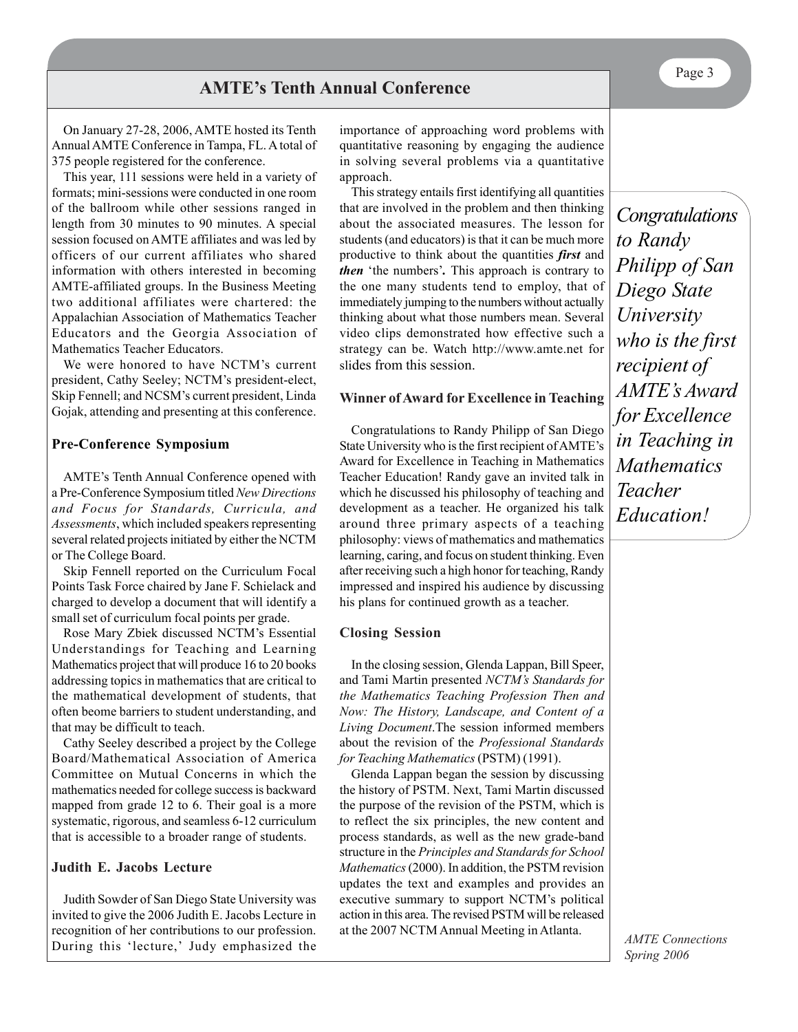## AMTE's Tenth Annual Conference

On January 27-28, 2006, AMTE hosted its Tenth Annual AMTE Conference in Tampa, FL. A total of 375 people registered for the conference.

This year, 111 sessions were held in a variety of formats; mini-sessions were conducted in one room of the ballroom while other sessions ranged in length from 30 minutes to 90 minutes. A special session focused on AMTE affiliates and was led by officers of our current affiliates who shared information with others interested in becoming AMTE-affiliated groups. In the Business Meeting two additional affiliates were chartered: the Appalachian Association of Mathematics Teacher Educators and the Georgia Association of Mathematics Teacher Educators.

We were honored to have NCTM's current president, Cathy Seeley; NCTM's president-elect, Skip Fennell; and NCSM's current president, Linda Gojak, attending and presenting at this conference.

### Pre-Conference Symposium

AMTE's Tenth Annual Conference opened with a Pre-Conference Symposium titled *New Directions and Focus for Standards, Curricula, and Assessments*, which included speakers representing several related projects initiated by either the NCTM or The College Board.

Skip Fennell reported on the Curriculum Focal Points Task Force chaired by Jane F. Schielack and charged to develop a document that will identify a small set of curriculum focal points per grade.

Rose Mary Zbiek discussed NCTM's Essential Understandings for Teaching and Learning Mathematics project that will produce 16 to 20 books addressing topics in mathematics that are critical to the mathematical development of students, that often beome barriers to student understanding, and that may be difficult to teach.

Cathy Seeley described a project by the College Board/Mathematical Association of America Committee on Mutual Concerns in which the mathematics needed for college success is backward mapped from grade 12 to 6. Their goal is a more systematic, rigorous, and seamless 6-12 curriculum that is accessible to a broader range of students.

### Judith E. Jacobs Lecture

Judith Sowder of San Diego State University was invited to give the 2006 Judith E. Jacobs Lecture in recognition of her contributions to our profession. During this 'lecture,' Judy emphasized the importance of approaching word problems with quantitative reasoning by engaging the audience in solving several problems via a quantitative approach.

This strategy entails first identifying all quantities that are involved in the problem and then thinking about the associated measures. The lesson for students (and educators) is that it can be much more productive to think about the quantities ***first*** and ***then*** 'the numbers'**.** This approach is contrary to the one many students tend to employ, that of immediately jumping to the numbers without actually thinking about what those numbers mean. Several video clips demonstrated how effective such a strategy can be. Watch http://www.amte.net for slides from this session.

### Winner of Award for Excellence in Teaching

Congratulations to Randy Philipp of San Diego State University who is the first recipient of AMTE's Award for Excellence in Teaching in Mathematics Teacher Education! Randy gave an invited talk in which he discussed his philosophy of teaching and development as a teacher. He organized his talk around three primary aspects of a teaching philosophy: views of mathematics and mathematics learning, caring, and focus on student thinking. Even after receiving such a high honor for teaching, Randy impressed and inspired his audience by discussing his plans for continued growth as a teacher.

### Closing Session

In the closing session, Glenda Lappan, Bill Speer, and Tami Martin presented *NCTM's Standards for the Mathematics Teaching Profession Then and Now: The History, Landscape, and Content of a Living Document*.The session informed members about the revision of the *Professional Standards for Teaching Mathematics* (PSTM) (1991).

Glenda Lappan began the session by discussing the history of PSTM. Next, Tami Martin discussed the purpose of the revision of the PSTM, which is to reflect the six principles, the new content and process standards, as well as the new grade-band structure in the *Principles and Standards for School Mathematics* (2000). In addition, the PSTM revision updates the text and examples and provides an executive summary to support NCTM's political action in this area. The revised PSTM will be released at the 2007 NCTM Annual Meeting in Atlanta.

*Congratulations to Randy Philipp of San Diego State University who is the first recipient of AMTE's Award for Excellence in Teaching in Mathematics Teacher Education!*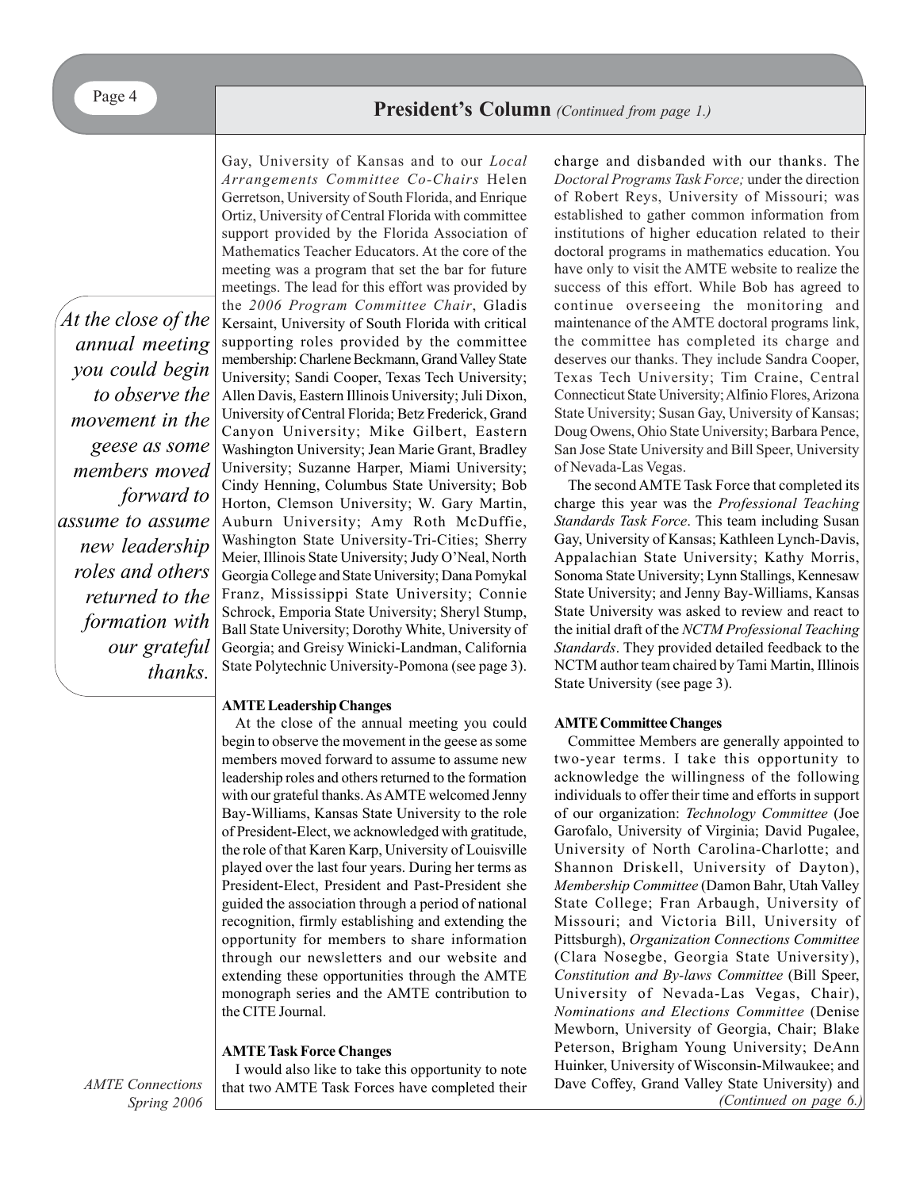## President's Column *(Continued from page 1.)*

Gay, University of Kansas and to our *Local Arrangements Committee Co-Chairs* Helen Gerretson, University of South Florida, and Enrique Ortiz, University of Central Florida with committee support provided by the Florida Association of Mathematics Teacher Educators. At the core of the meeting was a program that set the bar for future meetings. The lead for this effort was provided by the *2006 Program Committee Chair*, Gladis Kersaint, University of South Florida with critical supporting roles provided by the committee membership: Charlene Beckmann, Grand Valley State University; Sandi Cooper, Texas Tech University; Allen Davis, Eastern Illinois University; Juli Dixon, University of Central Florida; Betz Frederick, Grand Canyon University; Mike Gilbert, Eastern Washington University; Jean Marie Grant, Bradley University; Suzanne Harper, Miami University; Cindy Henning, Columbus State University; Bob Horton, Clemson University; W. Gary Martin, Auburn University; Amy Roth McDuffie, Washington State University-Tri-Cities; Sherry Meier, Illinois State University; Judy O'Neal, North Georgia College and State University; Dana Pomykal Franz, Mississippi State University; Connie Schrock, Emporia State University; Sheryl Stump, Ball State University; Dorothy White, University of Georgia; and Greisy Winicki-Landman, California State Polytechnic University-Pomona (see page 3).

*At the close of the annual meeting you could begin to observe the movement in the geese as some members moved forward to assume to assume new leadership roles and others returned to the formation with our grateful thanks.*

**AMTE Leadership Changes**

At the close of the annual meeting you could begin to observe the movement in the geese as some members moved forward to assume to assume new leadership roles and others returned to the formation with our grateful thanks. As AMTE welcomed Jenny Bay-Williams, Kansas State University to the role of President-Elect, we acknowledged with gratitude, the role of that Karen Karp, University of Louisville played over the last four years. During her terms as President-Elect, President and Past-President she guided the association through a period of national recognition, firmly establishing and extending the opportunity for members to share information through our newsletters and our website and extending these opportunities through the AMTE monograph series and the AMTE contribution to the CITE Journal.

**AMTE Task Force Changes**

I would also like to take this opportunity to note that two AMTE Task Forces have completed their charge and disbanded with our thanks. The *Doctoral Programs Task Force;* under the direction of Robert Reys, University of Missouri; was established to gather common information from institutions of higher education related to their doctoral programs in mathematics education. You have only to visit the AMTE website to realize the success of this effort. While Bob has agreed to continue overseeing the monitoring and maintenance of the AMTE doctoral programs link, the committee has completed its charge and deserves our thanks. They include Sandra Cooper, Texas Tech University; Tim Craine, Central Connecticut State University; Alfinio Flores, Arizona State University; Susan Gay, University of Kansas; Doug Owens, Ohio State University; Barbara Pence, San Jose State University and Bill Speer, University of Nevada-Las Vegas.

The second AMTE Task Force that completed its charge this year was the *Professional Teaching Standards Task Force*. This team including Susan Gay, University of Kansas; Kathleen Lynch-Davis, Appalachian State University; Kathy Morris, Sonoma State University; Lynn Stallings, Kennesaw State University; and Jenny Bay-Williams, Kansas State University was asked to review and react to the initial draft of the *NCTM Professional Teaching Standards*. They provided detailed feedback to the NCTM author team chaired by Tami Martin, Illinois State University (see page 3).

**AMTE Committee Changes**

Committee Members are generally appointed to two-year terms. I take this opportunity to acknowledge the willingness of the following individuals to offer their time and efforts in support of our organization: *Technology Committee* (Joe Garofalo, University of Virginia; David Pugalee, University of North Carolina-Charlotte; and Shannon Driskell, University of Dayton), *Membership Committee* (Damon Bahr, Utah Valley State College; Fran Arbaugh, University of Missouri; and Victoria Bill, University of Pittsburgh), *Organization Connections Committee* (Clara Nosegbe, Georgia State University), *Constitution and By-laws Committee* (Bill Speer, University of Nevada-Las Vegas, Chair), *Nominations and Elections Committee* (Denise Mewborn, University of Georgia, Chair; Blake Peterson, Brigham Young University; DeAnn Huinker, University of Wisconsin-Milwaukee; and Dave Coffey, Grand Valley State University) and

*(Continued on page 6.)*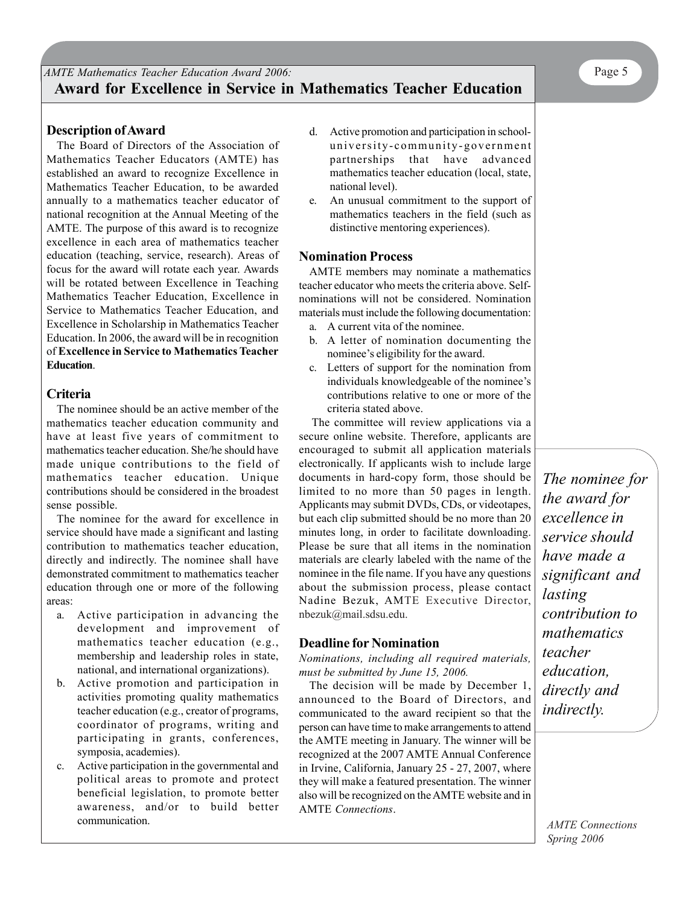*AMTE Mathematics Teacher Education Award 2006:*

# Award for Excellence in Service in Mathematics Teacher Education

## Description of Award

The Board of Directors of the Association of Mathematics Teacher Educators (AMTE) has established an award to recognize Excellence in Mathematics Teacher Education, to be awarded annually to a mathematics teacher educator of national recognition at the Annual Meeting of the AMTE. The purpose of this award is to recognize excellence in each area of mathematics teacher education (teaching, service, research). Areas of focus for the award will rotate each year. Awards will be rotated between Excellence in Teaching Mathematics Teacher Education, Excellence in Service to Mathematics Teacher Education, and Excellence in Scholarship in Mathematics Teacher Education. In 2006, the award will be in recognition of **Excellence in Service to Mathematics Teacher Education**.

## Criteria

The nominee should be an active member of the mathematics teacher education community and have at least five years of commitment to mathematics teacher education. She/he should have made unique contributions to the field of mathematics teacher education. Unique contributions should be considered in the broadest sense possible.

The nominee for the award for excellence in service should have made a significant and lasting contribution to mathematics teacher education, directly and indirectly. The nominee shall have demonstrated commitment to mathematics teacher education through one or more of the following areas:

a. Active participation in advancing the development and improvement of mathematics teacher education (e.g., membership and leadership roles in state, national, and international organizations).
b. Active promotion and participation in activities promoting quality mathematics teacher education (e.g., creator of programs, coordinator of programs, writing and participating in grants, conferences, symposia, academies).
c. Active participation in the governmental and political areas to promote and protect beneficial legislation, to promote better awareness, and/or to build better communication.
d. Active promotion and participation in school-university-community-government partnerships that have advanced mathematics teacher education (local, state, national level).
e. An unusual commitment to the support of mathematics teachers in the field (such as distinctive mentoring experiences).

## Nomination Process

AMTE members may nominate a mathematics teacher educator who meets the criteria above. Self-nominations will not be considered. Nomination materials must include the following documentation:

a. A current vita of the nominee.
b. A letter of nomination documenting the nominee's eligibility for the award.
c. Letters of support for the nomination from individuals knowledgeable of the nominee's contributions relative to one or more of the criteria stated above.

The committee will review applications via a secure online website. Therefore, applicants are encouraged to submit all application materials electronically. If applicants wish to include large documents in hard-copy form, those should be limited to no more than 50 pages in length. Applicants may submit DVDs, CDs, or videotapes, but each clip submitted should be no more than 20 minutes long, in order to facilitate downloading. Please be sure that all items in the nomination materials are clearly labeled with the name of the nominee in the file name. If you have any questions about the submission process, please contact Nadine Bezuk, AMTE Executive Director, nbezuk@mail.sdsu.edu.

## Deadline for Nomination

*Nominations, including all required materials, must be submitted by June 15, 2006.*

The decision will be made by December 1, announced to the Board of Directors, and communicated to the award recipient so that the person can have time to make arrangements to attend the AMTE meeting in January. The winner will be recognized at the 2007 AMTE Annual Conference in Irvine, California, January 25 - 27, 2007, where they will make a featured presentation. The winner also will be recognized on the AMTE website and in AMTE *Connections*.

*The nominee for the award for excellence in service should have made a significant and lasting contribution to mathematics teacher education, directly and indirectly.*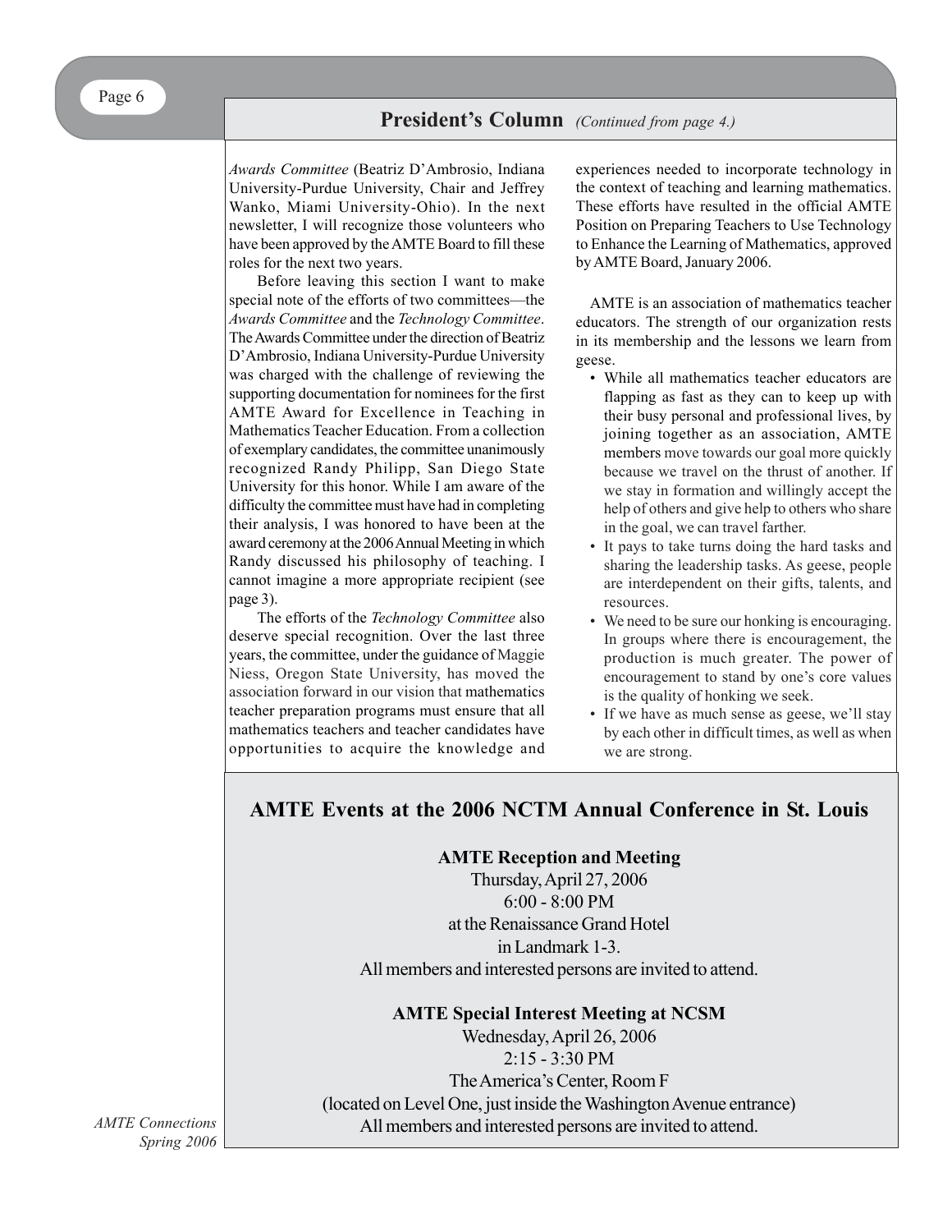## President's Column *(Continued from page 4.)*

*Awards Committee* (Beatriz D'Ambrosio, Indiana University-Purdue University, Chair and Jeffrey Wanko, Miami University-Ohio). In the next newsletter, I will recognize those volunteers who have been approved by the AMTE Board to fill these roles for the next two years.

Before leaving this section I want to make special note of the efforts of two committees—the *Awards Committee* and the *Technology Committee*. The Awards Committee under the direction of Beatriz D'Ambrosio, Indiana University-Purdue University was charged with the challenge of reviewing the supporting documentation for nominees for the first AMTE Award for Excellence in Teaching in Mathematics Teacher Education. From a collection of exemplary candidates, the committee unanimously recognized Randy Philipp, San Diego State University for this honor. While I am aware of the difficulty the committee must have had in completing their analysis, I was honored to have been at the award ceremony at the 2006 Annual Meeting in which Randy discussed his philosophy of teaching. I cannot imagine a more appropriate recipient (see page 3).

The efforts of the *Technology Committee* also deserve special recognition. Over the last three years, the committee, under the guidance of Maggie Niess, Oregon State University, has moved the association forward in our vision that mathematics teacher preparation programs must ensure that all mathematics teachers and teacher candidates have opportunities to acquire the knowledge and experiences needed to incorporate technology in the context of teaching and learning mathematics. These efforts have resulted in the official AMTE Position on Preparing Teachers to Use Technology to Enhance the Learning of Mathematics, approved by AMTE Board, January 2006.

AMTE is an association of mathematics teacher educators. The strength of our organization rests in its membership and the lessons we learn from geese.

- While all mathematics teacher educators are flapping as fast as they can to keep up with their busy personal and professional lives, by joining together as an association, AMTE members move towards our goal more quickly because we travel on the thrust of another. If we stay in formation and willingly accept the help of others and give help to others who share in the goal, we can travel farther.
- It pays to take turns doing the hard tasks and sharing the leadership tasks. As geese, people are interdependent on their gifts, talents, and resources.
- We need to be sure our honking is encouraging. In groups where there is encouragement, the production is much greater. The power of encouragement to stand by one's core values is the quality of honking we seek.
- If we have as much sense as geese, we'll stay by each other in difficult times, as well as when we are strong.

## AMTE Events at the 2006 NCTM Annual Conference in St. Louis

**AMTE Reception and Meeting**

Thursday, April 27, 2006
6:00 - 8:00 PM
at the Renaissance Grand Hotel
in Landmark 1-3.
All members and interested persons are invited to attend.

**AMTE Special Interest Meeting at NCSM**

Wednesday, April 26, 2006
2:15 - 3:30 PM
The America's Center, Room F
(located on Level One, just inside the Washington Avenue entrance)
All members and interested persons are invited to attend.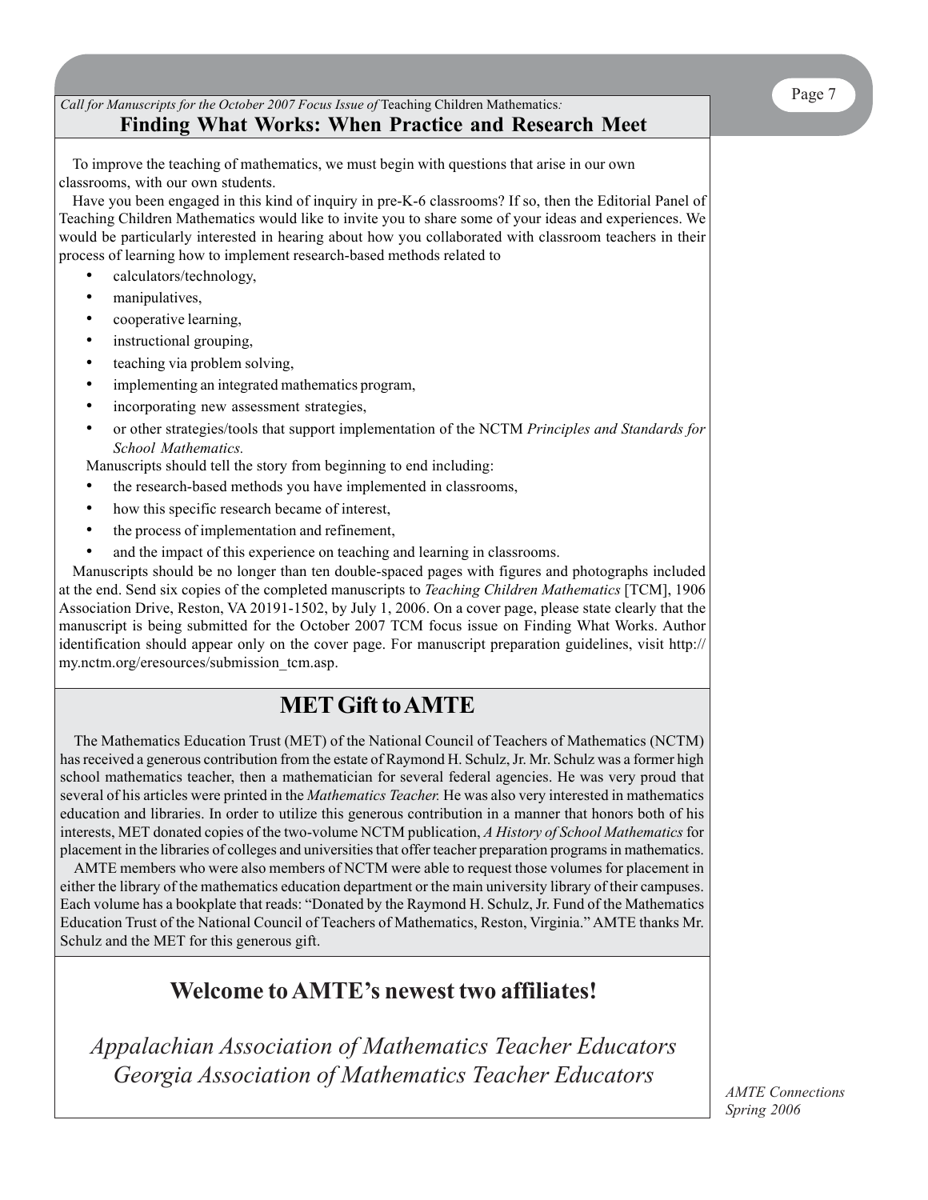*Call for Manuscripts for the October 2007 Focus Issue of* Teaching Children Mathematics*:*

## Finding What Works: When Practice and Research Meet

To improve the teaching of mathematics, we must begin with questions that arise in our own classrooms, with our own students.

Have you been engaged in this kind of inquiry in pre-K-6 classrooms? If so, then the Editorial Panel of Teaching Children Mathematics would like to invite you to share some of your ideas and experiences. We would be particularly interested in hearing about how you collaborated with classroom teachers in their process of learning how to implement research-based methods related to

- calculators/technology,
- manipulatives,
- cooperative learning,
- instructional grouping,
- teaching via problem solving,
- implementing an integrated mathematics program,
- incorporating new assessment strategies,
- or other strategies/tools that support implementation of the NCTM *Principles and Standards for School Mathematics.*

Manuscripts should tell the story from beginning to end including:

- the research-based methods you have implemented in classrooms,
- how this specific research became of interest,
- the process of implementation and refinement,
- and the impact of this experience on teaching and learning in classrooms.

Manuscripts should be no longer than ten double-spaced pages with figures and photographs included at the end. Send six copies of the completed manuscripts to *Teaching Children Mathematics* [TCM], 1906 Association Drive, Reston, VA 20191-1502, by July 1, 2006. On a cover page, please state clearly that the manuscript is being submitted for the October 2007 TCM focus issue on Finding What Works. Author identification should appear only on the cover page. For manuscript preparation guidelines, visit http://my.nctm.org/eresources/submission_tcm.asp.

## MET Gift to AMTE

The Mathematics Education Trust (MET) of the National Council of Teachers of Mathematics (NCTM) has received a generous contribution from the estate of Raymond H. Schulz, Jr. Mr. Schulz was a former high school mathematics teacher, then a mathematician for several federal agencies. He was very proud that several of his articles were printed in the *Mathematics Teacher.* He was also very interested in mathematics education and libraries. In order to utilize this generous contribution in a manner that honors both of his interests, MET donated copies of the two-volume NCTM publication, *A History of School Mathematics* for placement in the libraries of colleges and universities that offer teacher preparation programs in mathematics.

AMTE members who were also members of NCTM were able to request those volumes for placement in either the library of the mathematics education department or the main university library of their campuses. Each volume has a bookplate that reads: "Donated by the Raymond H. Schulz, Jr. Fund of the Mathematics Education Trust of the National Council of Teachers of Mathematics, Reston, Virginia." AMTE thanks Mr. Schulz and the MET for this generous gift.

## Welcome to AMTE's newest two affiliates!

*Appalachian Association of Mathematics Teacher Educators*
*Georgia Association of Mathematics Teacher Educators*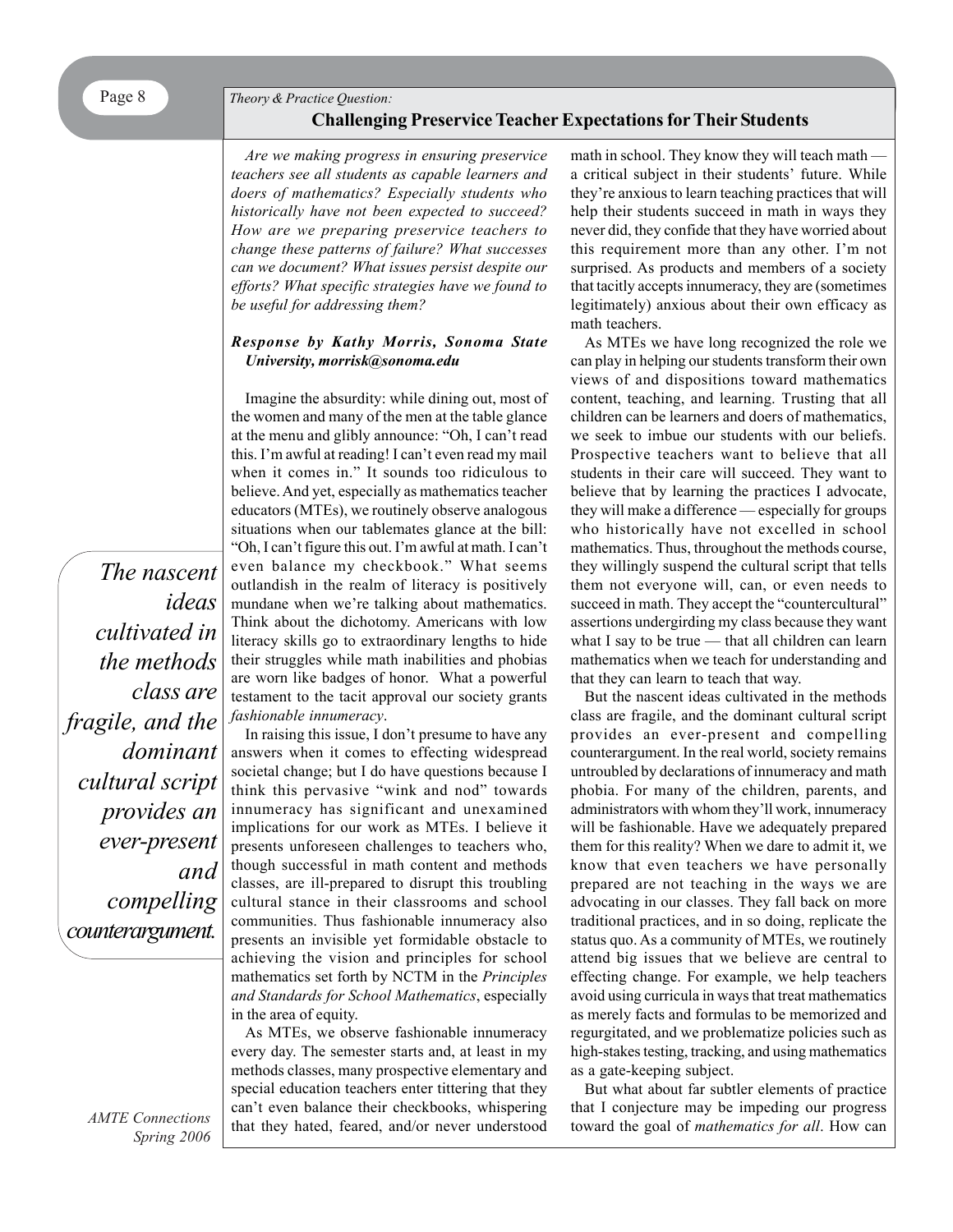*Theory & Practice Question:*

## Challenging Preservice Teacher Expectations for Their Students

*Are we making progress in ensuring preservice teachers see all students as capable learners and doers of mathematics? Especially students who historically have not been expected to succeed? How are we preparing preservice teachers to change these patterns of failure? What successes can we document? What issues persist despite our efforts? What specific strategies have we found to be useful for addressing them?*

***Response by Kathy Morris, Sonoma State University, morrisk@sonoma.edu***

Imagine the absurdity: while dining out, most of the women and many of the men at the table glance at the menu and glibly announce: "Oh, I can't read this. I'm awful at reading! I can't even read my mail when it comes in." It sounds too ridiculous to believe. And yet, especially as mathematics teacher educators (MTEs), we routinely observe analogous situations when our tablemates glance at the bill: "Oh, I can't figure this out. I'm awful at math. I can't even balance my checkbook." What seems outlandish in the realm of literacy is positively mundane when we're talking about mathematics. Think about the dichotomy. Americans with low literacy skills go to extraordinary lengths to hide their struggles while math inabilities and phobias are worn like badges of honor. What a powerful testament to the tacit approval our society grants *fashionable innumeracy*.

In raising this issue, I don't presume to have any answers when it comes to effecting widespread societal change; but I do have questions because I think this pervasive "wink and nod" towards innumeracy has significant and unexamined implications for our work as MTEs. I believe it presents unforeseen challenges to teachers who, though successful in math content and methods classes, are ill-prepared to disrupt this troubling cultural stance in their classrooms and school communities. Thus fashionable innumeracy also presents an invisible yet formidable obstacle to achieving the vision and principles for school mathematics set forth by NCTM in the *Principles and Standards for School Mathematics*, especially in the area of equity.

As MTEs, we observe fashionable innumeracy every day. The semester starts and, at least in my methods classes, many prospective elementary and special education teachers enter tittering that they can't even balance their checkbooks, whispering that they hated, feared, and/or never understood math in school. They know they will teach math — a critical subject in their students' future. While they're anxious to learn teaching practices that will help their students succeed in math in ways they never did, they confide that they have worried about this requirement more than any other. I'm not surprised. As products and members of a society that tacitly accepts innumeracy, they are (sometimes legitimately) anxious about their own efficacy as math teachers.

As MTEs we have long recognized the role we can play in helping our students transform their own views of and dispositions toward mathematics content, teaching, and learning. Trusting that all children can be learners and doers of mathematics, we seek to imbue our students with our beliefs. Prospective teachers want to believe that all students in their care will succeed. They want to believe that by learning the practices I advocate, they will make a difference — especially for groups who historically have not excelled in school mathematics. Thus, throughout the methods course, they willingly suspend the cultural script that tells them not everyone will, can, or even needs to succeed in math. They accept the "countercultural" assertions undergirding my class because they want what I say to be true — that all children can learn mathematics when we teach for understanding and that they can learn to teach that way.

*The nascent ideas cultivated in the methods class are fragile, and the dominant cultural script provides an ever-present and compelling counterargument.*

But the nascent ideas cultivated in the methods class are fragile, and the dominant cultural script provides an ever-present and compelling counterargument. In the real world, society remains untroubled by declarations of innumeracy and math phobia. For many of the children, parents, and administrators with whom they'll work, innumeracy will be fashionable. Have we adequately prepared them for this reality? When we dare to admit it, we know that even teachers we have personally prepared are not teaching in the ways we are advocating in our classes. They fall back on more traditional practices, and in so doing, replicate the status quo. As a community of MTEs, we routinely attend big issues that we believe are central to effecting change. For example, we help teachers avoid using curricula in ways that treat mathematics as merely facts and formulas to be memorized and regurgitated, and we problematize policies such as high-stakes testing, tracking, and using mathematics as a gate-keeping subject.

But what about far subtler elements of practice that I conjecture may be impeding our progress toward the goal of *mathematics for all*. How can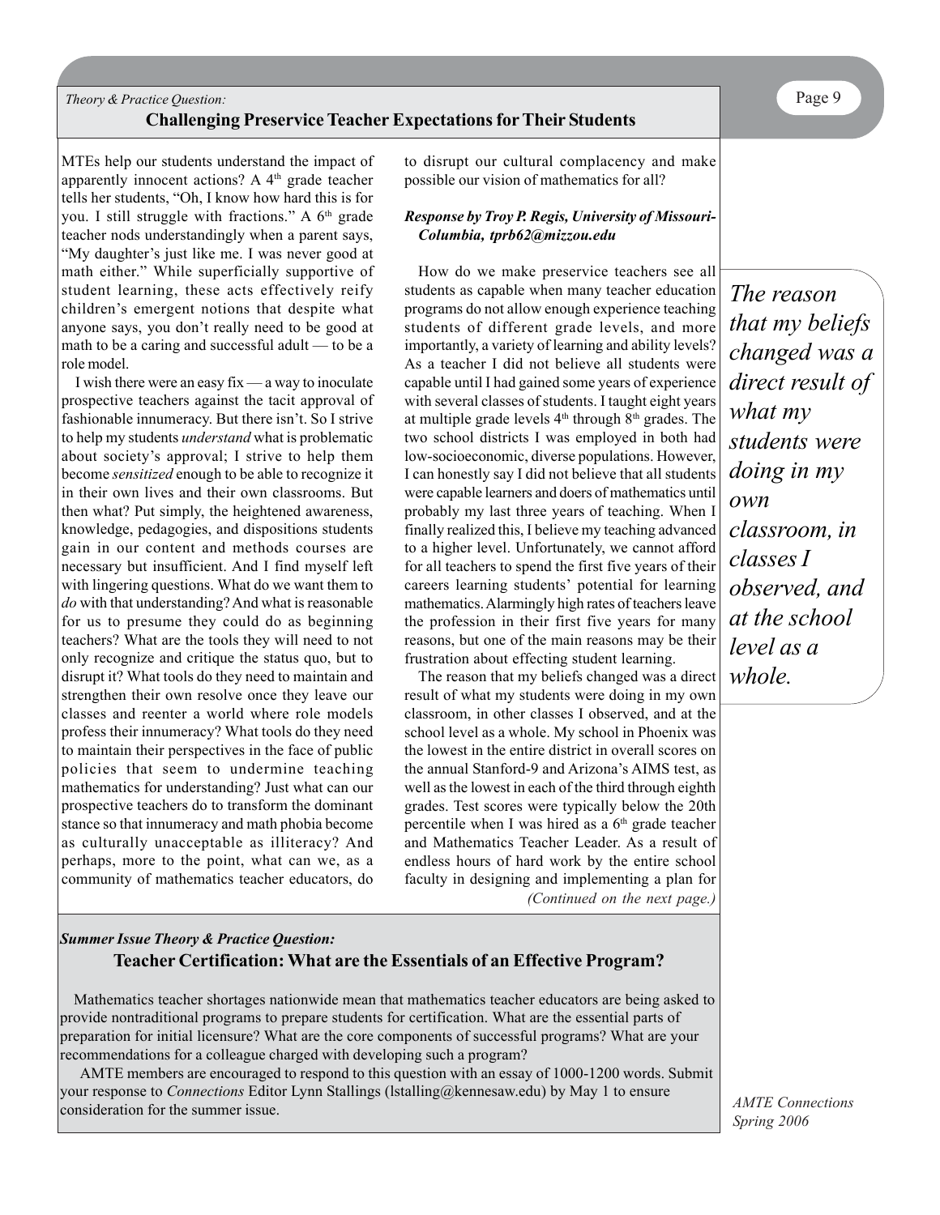*Theory & Practice Question:*

## Challenging Preservice Teacher Expectations for Their Students

MTEs help our students understand the impact of apparently innocent actions? A 4th grade teacher tells her students, "Oh, I know how hard this is for you. I still struggle with fractions." A 6th grade teacher nods understandingly when a parent says, "My daughter's just like me. I was never good at math either." While superficially supportive of student learning, these acts effectively reify children's emergent notions that despite what anyone says, you don't really need to be good at math to be a caring and successful adult — to be a role model.

I wish there were an easy fix — a way to inoculate prospective teachers against the tacit approval of fashionable innumeracy. But there isn't. So I strive to help my students *understand* what is problematic about society's approval; I strive to help them become *sensitized* enough to be able to recognize it in their own lives and their own classrooms. But then what? Put simply, the heightened awareness, knowledge, pedagogies, and dispositions students gain in our content and methods courses are necessary but insufficient. And I find myself left with lingering questions. What do we want them to *do* with that understanding? And what is reasonable for us to presume they could do as beginning teachers? What are the tools they will need to not only recognize and critique the status quo, but to disrupt it? What tools do they need to maintain and strengthen their own resolve once they leave our classes and reenter a world where role models profess their innumeracy? What tools do they need to maintain their perspectives in the face of public policies that seem to undermine teaching mathematics for understanding? Just what can our prospective teachers do to transform the dominant stance so that innumeracy and math phobia become as culturally unacceptable as illiteracy? And perhaps, more to the point, what can we, as a community of mathematics teacher educators, do to disrupt our cultural complacency and make possible our vision of mathematics for all?

***Response by Troy P. Regis, University of Missouri-Columbia, tprb62@mizzou.edu***

How do we make preservice teachers see all students as capable when many teacher education programs do not allow enough experience teaching students of different grade levels, and more importantly, a variety of learning and ability levels? As a teacher I did not believe all students were capable until I had gained some years of experience with several classes of students. I taught eight years at multiple grade levels 4th through 8th grades. The two school districts I was employed in both had low-socioeconomic, diverse populations. However, I can honestly say I did not believe that all students were capable learners and doers of mathematics until probably my last three years of teaching. When I finally realized this, I believe my teaching advanced to a higher level. Unfortunately, we cannot afford for all teachers to spend the first five years of their careers learning students' potential for learning mathematics. Alarmingly high rates of teachers leave the profession in their first five years for many reasons, but one of the main reasons may be their frustration about effecting student learning.

The reason that my beliefs changed was a direct result of what my students were doing in my own classroom, in other classes I observed, and at the school level as a whole. My school in Phoenix was the lowest in the entire district in overall scores on the annual Stanford-9 and Arizona's AIMS test, as well as the lowest in each of the third through eighth grades. Test scores were typically below the 20th percentile when I was hired as a 6th grade teacher and Mathematics Teacher Leader. As a result of endless hours of hard work by the entire school faculty in designing and implementing a plan for

*(Continued on the next page.)*

> *The reason that my beliefs changed was a direct result of what my students were doing in my own classroom, in classes I observed, and at the school level as a whole.*

***Summer Issue Theory & Practice Question:***

### Teacher Certification: What are the Essentials of an Effective Program?

Mathematics teacher shortages nationwide mean that mathematics teacher educators are being asked to provide nontraditional programs to prepare students for certification. What are the essential parts of preparation for initial licensure? What are the core components of successful programs? What are your recommendations for a colleague charged with developing such a program?

AMTE members are encouraged to respond to this question with an essay of 1000-1200 words. Submit your response to *Connections* Editor Lynn Stallings (lstalling@kennesaw.edu) by May 1 to ensure consideration for the summer issue.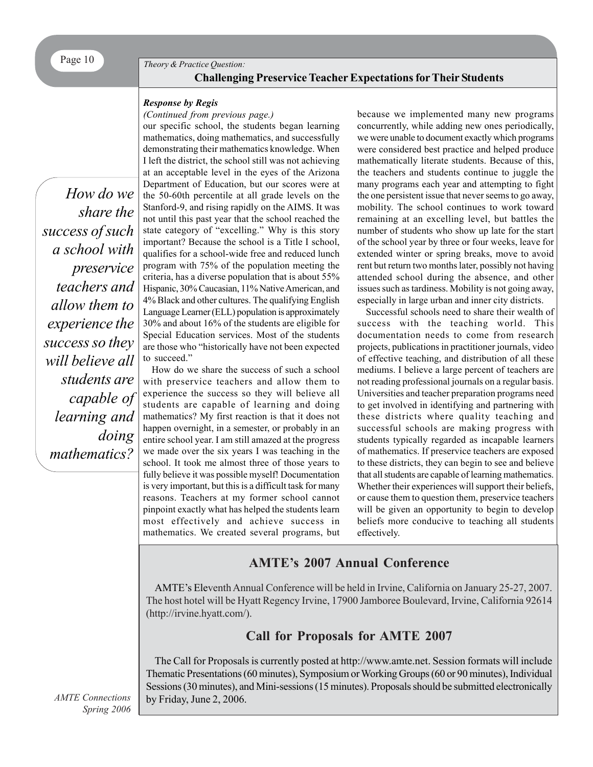*Theory & Practice Question:*

## Challenging Preservice Teacher Expectations for Their Students

***Response by Regis***

*(Continued from previous page.)*

our specific school, the students began learning mathematics, doing mathematics, and successfully demonstrating their mathematics knowledge. When I left the district, the school still was not achieving at an acceptable level in the eyes of the Arizona Department of Education, but our scores were at the 50-60th percentile at all grade levels on the Stanford-9, and rising rapidly on the AIMS. It was not until this past year that the school reached the state category of "excelling." Why is this story important? Because the school is a Title I school, qualifies for a school-wide free and reduced lunch program with 75% of the population meeting the criteria, has a diverse population that is about 55% Hispanic, 30% Caucasian, 11% Native American, and 4% Black and other cultures. The qualifying English Language Learner (ELL) population is approximately 30% and about 16% of the students are eligible for Special Education services. Most of the students are those who "historically have not been expected to succeed."

*How do we share the success of such a school with preservice teachers and allow them to experience the success so they will believe all students are capable of learning and doing mathematics?*

How do we share the success of such a school with preservice teachers and allow them to experience the success so they will believe all students are capable of learning and doing mathematics? My first reaction is that it does not happen overnight, in a semester, or probably in an entire school year. I am still amazed at the progress we made over the six years I was teaching in the school. It took me almost three of those years to fully believe it was possible myself! Documentation is very important, but this is a difficult task for many reasons. Teachers at my former school cannot pinpoint exactly what has helped the students learn most effectively and achieve success in mathematics. We created several programs, but because we implemented many new programs concurrently, while adding new ones periodically, we were unable to document exactly which programs were considered best practice and helped produce mathematically literate students. Because of this, the teachers and students continue to juggle the many programs each year and attempting to fight the one persistent issue that never seems to go away, mobility. The school continues to work toward remaining at an excelling level, but battles the number of students who show up late for the start of the school year by three or four weeks, leave for extended winter or spring breaks, move to avoid rent but return two months later, possibly not having attended school during the absence, and other issues such as tardiness. Mobility is not going away, especially in large urban and inner city districts.

Successful schools need to share their wealth of success with the teaching world. This documentation needs to come from research projects, publications in practitioner journals, video of effective teaching, and distribution of all these mediums. I believe a large percent of teachers are not reading professional journals on a regular basis. Universities and teacher preparation programs need to get involved in identifying and partnering with these districts where quality teaching and successful schools are making progress with students typically regarded as incapable learners of mathematics. If preservice teachers are exposed to these districts, they can begin to see and believe that all students are capable of learning mathematics. Whether their experiences will support their beliefs, or cause them to question them, preservice teachers will be given an opportunity to begin to develop beliefs more conducive to teaching all students effectively.

## AMTE's 2007 Annual Conference

AMTE's Eleventh Annual Conference will be held in Irvine, California on January 25-27, 2007. The host hotel will be Hyatt Regency Irvine, 17900 Jamboree Boulevard, Irvine, California 92614 (http://irvine.hyatt.com/).

## Call for Proposals for AMTE 2007

The Call for Proposals is currently posted at http://www.amte.net. Session formats will include Thematic Presentations (60 minutes), Symposium or Working Groups (60 or 90 minutes), Individual Sessions (30 minutes), and Mini-sessions (15 minutes). Proposals should be submitted electronically by Friday, June 2, 2006.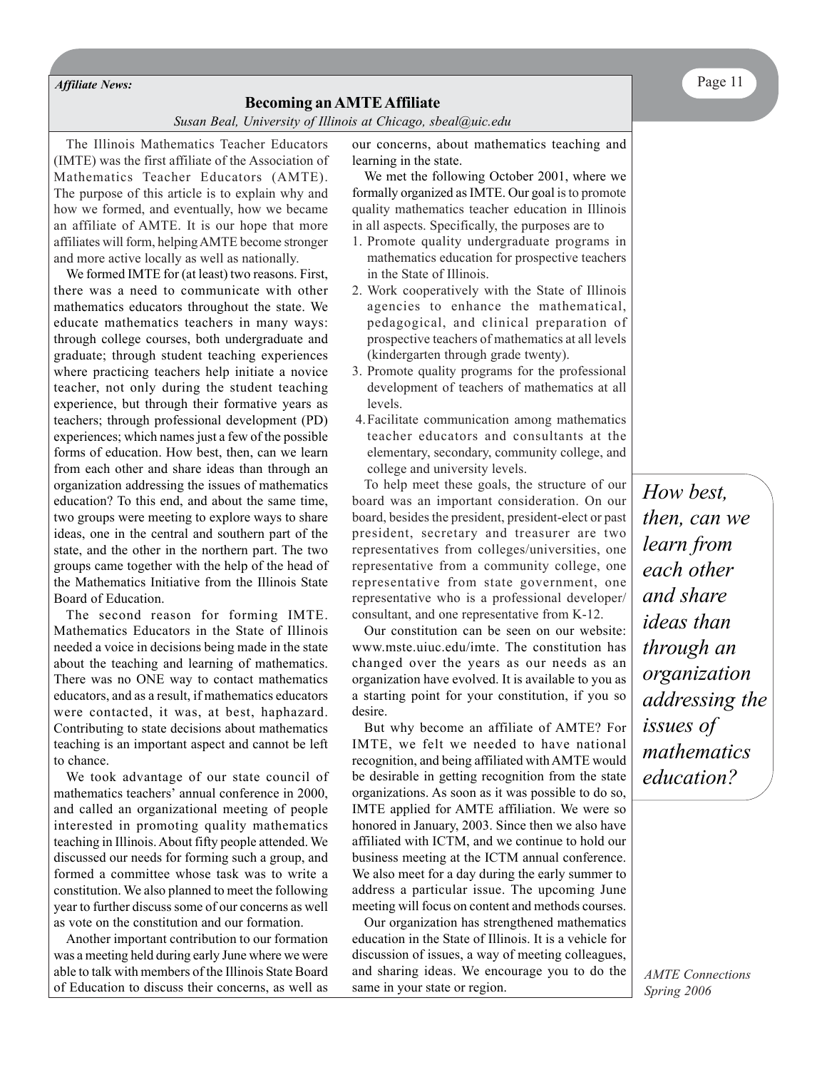*Affiliate News:*

## Becoming an AMTE Affiliate

*Susan Beal, University of Illinois at Chicago, sbeal@uic.edu*

The Illinois Mathematics Teacher Educators (IMTE) was the first affiliate of the Association of Mathematics Teacher Educators (AMTE). The purpose of this article is to explain why and how we formed, and eventually, how we became an affiliate of AMTE. It is our hope that more affiliates will form, helping AMTE become stronger and more active locally as well as nationally.

We formed IMTE for (at least) two reasons. First, there was a need to communicate with other mathematics educators throughout the state. We educate mathematics teachers in many ways: through college courses, both undergraduate and graduate; through student teaching experiences where practicing teachers help initiate a novice teacher, not only during the student teaching experience, but through their formative years as teachers; through professional development (PD) experiences; which names just a few of the possible forms of education. How best, then, can we learn from each other and share ideas than through an organization addressing the issues of mathematics education? To this end, and about the same time, two groups were meeting to explore ways to share ideas, one in the central and southern part of the state, and the other in the northern part. The two groups came together with the help of the head of the Mathematics Initiative from the Illinois State Board of Education.

The second reason for forming IMTE. Mathematics Educators in the State of Illinois needed a voice in decisions being made in the state about the teaching and learning of mathematics. There was no ONE way to contact mathematics educators, and as a result, if mathematics educators were contacted, it was, at best, haphazard. Contributing to state decisions about mathematics teaching is an important aspect and cannot be left to chance.

We took advantage of our state council of mathematics teachers' annual conference in 2000, and called an organizational meeting of people interested in promoting quality mathematics teaching in Illinois. About fifty people attended. We discussed our needs for forming such a group, and formed a committee whose task was to write a constitution. We also planned to meet the following year to further discuss some of our concerns as well as vote on the constitution and our formation.

Another important contribution to our formation was a meeting held during early June where we were able to talk with members of the Illinois State Board of Education to discuss their concerns, as well as our concerns, about mathematics teaching and learning in the state.

We met the following October 2001, where we formally organized as IMTE. Our goal is to promote quality mathematics teacher education in Illinois in all aspects. Specifically, the purposes are to

1. Promote quality undergraduate programs in mathematics education for prospective teachers in the State of Illinois.
2. Work cooperatively with the State of Illinois agencies to enhance the mathematical, pedagogical, and clinical preparation of prospective teachers of mathematics at all levels (kindergarten through grade twenty).
3. Promote quality programs for the professional development of teachers of mathematics at all levels.
4. Facilitate communication among mathematics teacher educators and consultants at the elementary, secondary, community college, and college and university levels.

To help meet these goals, the structure of our board was an important consideration. On our board, besides the president, president-elect or past president, secretary and treasurer are two representatives from colleges/universities, one representative from a community college, one representative from state government, one representative who is a professional developer/ consultant, and one representative from K-12.

Our constitution can be seen on our website: www.mste.uiuc.edu/imte. The constitution has changed over the years as our needs as an organization have evolved. It is available to you as a starting point for your constitution, if you so desire.

But why become an affiliate of AMTE? For IMTE, we felt we needed to have national recognition, and being affiliated with AMTE would be desirable in getting recognition from the state organizations. As soon as it was possible to do so, IMTE applied for AMTE affiliation. We were so honored in January, 2003. Since then we also have affiliated with ICTM, and we continue to hold our business meeting at the ICTM annual conference. We also meet for a day during the early summer to address a particular issue. The upcoming June meeting will focus on content and methods courses.

Our organization has strengthened mathematics education in the State of Illinois. It is a vehicle for discussion of issues, a way of meeting colleagues, and sharing ideas. We encourage you to do the same in your state or region.

*How best, then, can we learn from each other and share ideas than through an organization addressing the issues of mathematics education?*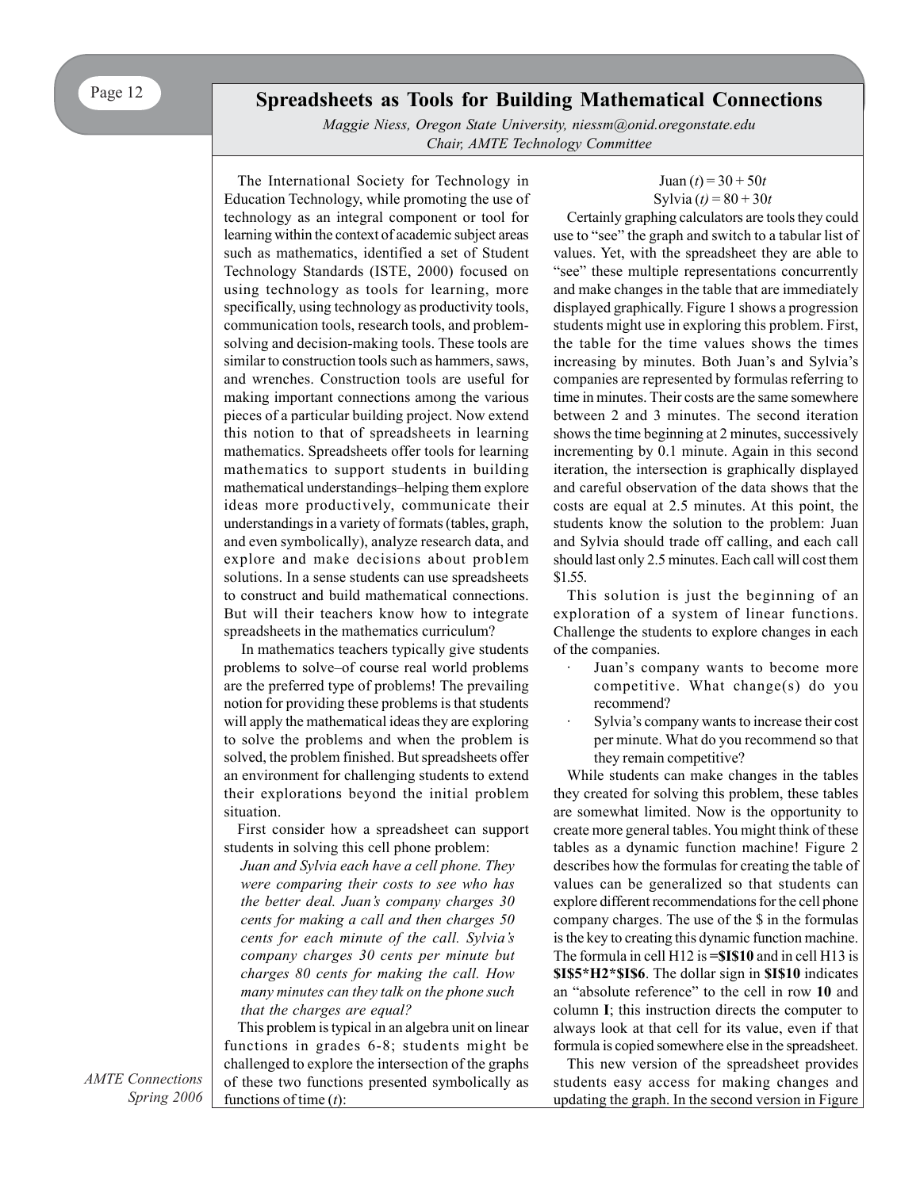# Spreadsheets as Tools for Building Mathematical Connections

*Maggie Niess, Oregon State University, niessm@onid.oregonstate.edu*
*Chair, AMTE Technology Committee*

The International Society for Technology in Education Technology, while promoting the use of technology as an integral component or tool for learning within the context of academic subject areas such as mathematics, identified a set of Student Technology Standards (ISTE, 2000) focused on using technology as tools for learning, more specifically, using technology as productivity tools, communication tools, research tools, and problem-solving and decision-making tools. These tools are similar to construction tools such as hammers, saws, and wrenches. Construction tools are useful for making important connections among the various pieces of a particular building project. Now extend this notion to that of spreadsheets in learning mathematics. Spreadsheets offer tools for learning mathematics to support students in building mathematical understandings–helping them explore ideas more productively, communicate their understandings in a variety of formats (tables, graph, and even symbolically), analyze research data, and explore and make decisions about problem solutions. In a sense students can use spreadsheets to construct and build mathematical connections. But will their teachers know how to integrate spreadsheets in the mathematics curriculum?

In mathematics teachers typically give students problems to solve–of course real world problems are the preferred type of problems! The prevailing notion for providing these problems is that students will apply the mathematical ideas they are exploring to solve the problems and when the problem is solved, the problem finished. But spreadsheets offer an environment for challenging students to extend their explorations beyond the initial problem situation.

First consider how a spreadsheet can support students in solving this cell phone problem:

*Juan and Sylvia each have a cell phone. They were comparing their costs to see who has the better deal. Juan's company charges 30 cents for making a call and then charges 50 cents for each minute of the call. Sylvia's company charges 30 cents per minute but charges 80 cents for making the call. How many minutes can they talk on the phone such that the charges are equal?*

This problem is typical in an algebra unit on linear functions in grades 6-8; students might be challenged to explore the intersection of the graphs of these two functions presented symbolically as functions of time ($t$):

$$\text{Juan}(t) = 30 + 50t$$
$$\text{Sylvia}(t) = 80 + 30t$$

Certainly graphing calculators are tools they could use to "see" the graph and switch to a tabular list of values. Yet, with the spreadsheet they are able to "see" these multiple representations concurrently and make changes in the table that are immediately displayed graphically. Figure 1 shows a progression students might use in exploring this problem. First, the table for the time values shows the times increasing by minutes. Both Juan's and Sylvia's companies are represented by formulas referring to time in minutes. Their costs are the same somewhere between 2 and 3 minutes. The second iteration shows the time beginning at 2 minutes, successively incrementing by 0.1 minute. Again in this second iteration, the intersection is graphically displayed and careful observation of the data shows that the costs are equal at 2.5 minutes. At this point, the students know the solution to the problem: Juan and Sylvia should trade off calling, and each call should last only 2.5 minutes. Each call will cost them $1.55.

This solution is just the beginning of an exploration of a system of linear functions. Challenge the students to explore changes in each of the companies.

- Juan's company wants to become more competitive. What change(s) do you recommend?
- Sylvia's company wants to increase their cost per minute. What do you recommend so that they remain competitive?

While students can make changes in the tables they created for solving this problem, these tables are somewhat limited. Now is the opportunity to create more general tables. You might think of these tables as a dynamic function machine! Figure 2 describes how the formulas for creating the table of values can be generalized so that students can explore different recommendations for the cell phone company charges. The use of the $ in the formulas is the key to creating this dynamic function machine. The formula in cell H12 is **=$I$10** and in cell H13 is **$I$5*H2*$I$6**. The dollar sign in **$I$10** indicates an "absolute reference" to the cell in row **10** and column **I**; this instruction directs the computer to always look at that cell for its value, even if that formula is copied somewhere else in the spreadsheet.

This new version of the spreadsheet provides students easy access for making changes and updating the graph. In the second version in Figure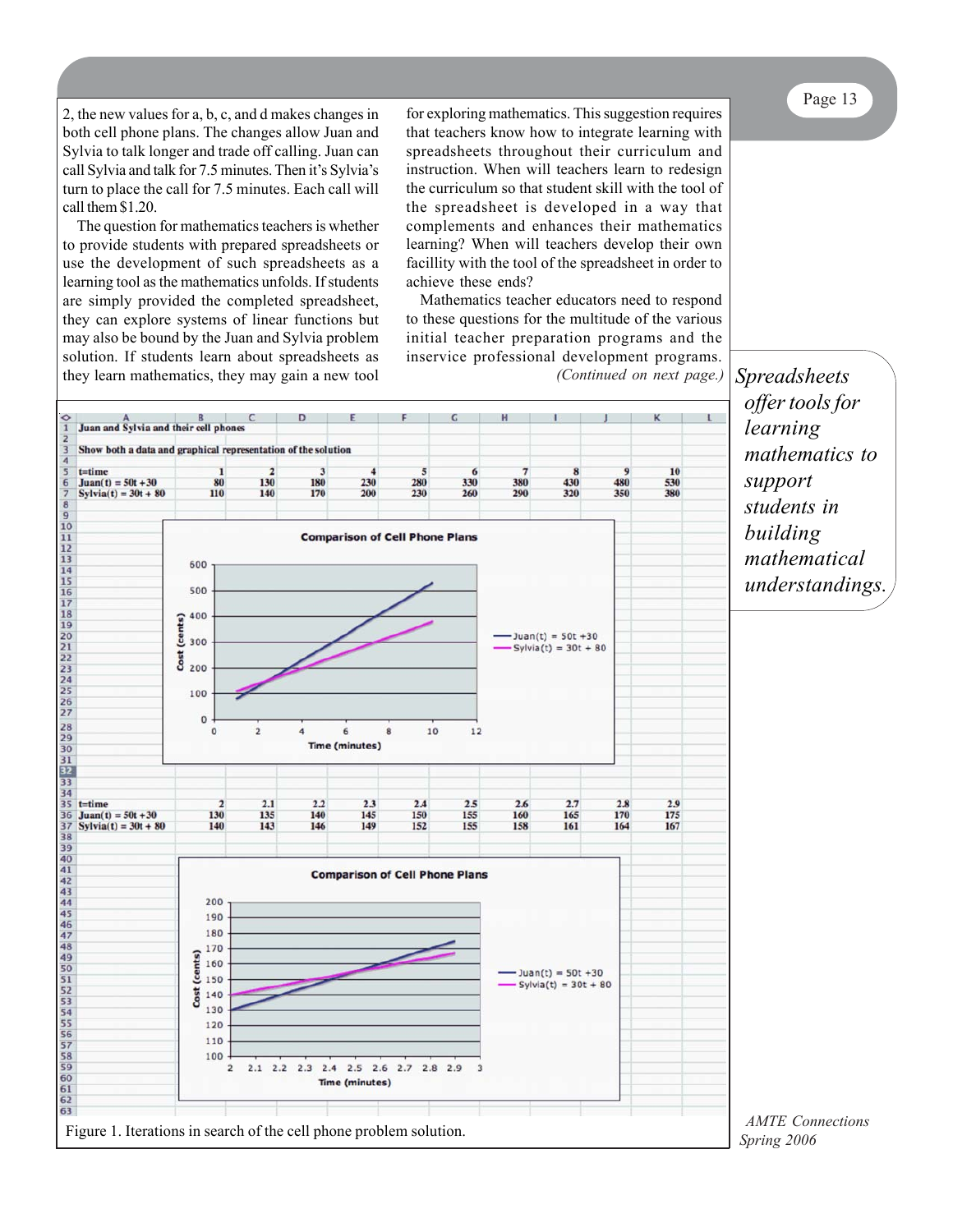2, the new values for a, b, c, and d makes changes in both cell phone plans. The changes allow Juan and Sylvia to talk longer and trade off calling. Juan can call Sylvia and talk for 7.5 minutes. Then it's Sylvia's turn to place the call for 7.5 minutes. Each call will call them $1.20.

The question for mathematics teachers is whether to provide students with prepared spreadsheets or use the development of such spreadsheets as a learning tool as the mathematics unfolds. If students are simply provided the completed spreadsheet, they can explore systems of linear functions but may also be bound by the Juan and Sylvia problem solution. If students learn about spreadsheets as they learn mathematics, they may gain a new tool for exploring mathematics. This suggestion requires that teachers know how to integrate learning with spreadsheets throughout their curriculum and instruction. When will teachers learn to redesign the curriculum so that student skill with the tool of the spreadsheet is developed in a way that complements and enhances their mathematics learning? When will teachers develop their own facillity with the tool of the spreadsheet in order to achieve these ends?

Mathematics teacher educators need to respond to these questions for the multitude of the various initial teacher preparation programs and the inservice professional development programs. *(Continued on next page.)*

*Spreadsheets offer tools for learning mathematics to support students in building mathematical understandings.*

**Juan and Sylvia and their cell phones**

**Show both a data and graphical representation of the solution**

| t=time | 1 | 2 | 3 | 4 | 5 | 6 | 7 | 8 | 9 | 10 |
|---|---|---|---|---|---|---|---|---|---|---|
| Juan(t) = 50t +30 | 80 | 130 | 180 | 230 | 280 | 330 | 380 | 430 | 480 | 530 |
| Sylvia(t) = 30t + 80 | 110 | 140 | 170 | 200 | 230 | 260 | 290 | 320 | 350 | 380 |

Comparison of Cell Phone Plans

| t=time | 2 | 2.1 | 2.2 | 2.3 | 2.4 | 2.5 | 2.6 | 2.7 | 2.8 | 2.9 |
|---|---|---|---|---|---|---|---|---|---|---|
| Juan(t) = 50t +30 | 130 | 135 | 140 | 145 | 150 | 155 | 160 | 165 | 170 | 175 |
| Sylvia(t) = 30t + 80 | 140 | 143 | 146 | 149 | 152 | 155 | 158 | 161 | 164 | 167 |

Comparison of Cell Phone Plans

Figure 1. Iterations in search of the cell phone problem solution.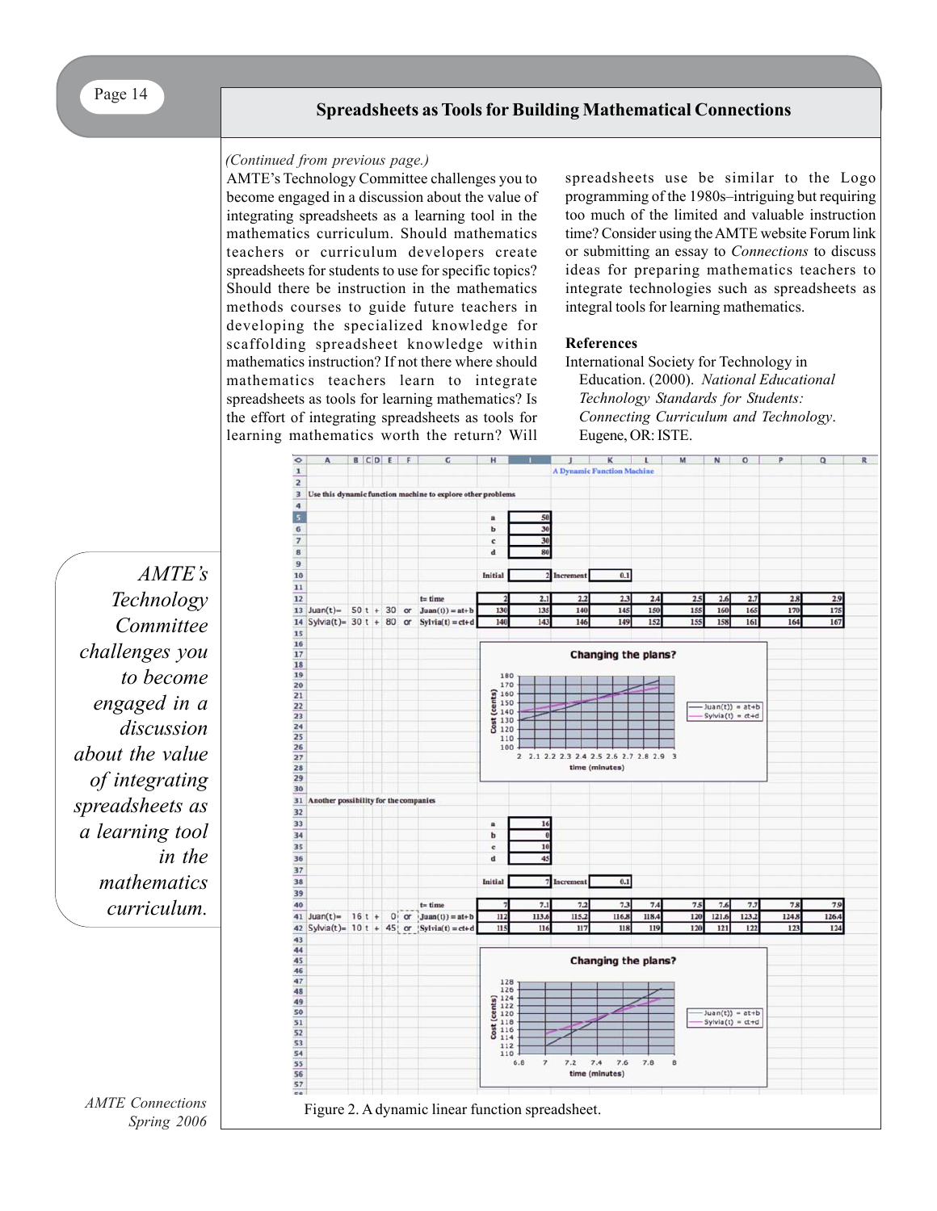## Spreadsheets as Tools for Building Mathematical Connections

*(Continued from previous page.)*

AMTE's Technology Committee challenges you to become engaged in a discussion about the value of integrating spreadsheets as a learning tool in the mathematics curriculum. Should mathematics teachers or curriculum developers create spreadsheets for students to use for specific topics? Should there be instruction in the mathematics methods courses to guide future teachers in developing the specialized knowledge for scaffolding spreadsheet knowledge within mathematics instruction? If not there where should mathematics teachers learn to integrate spreadsheets as tools for learning mathematics? Is the effort of integrating spreadsheets as tools for learning mathematics worth the return? Will spreadsheets use be similar to the Logo programming of the 1980s–intriguing but requiring too much of the limited and valuable instruction time? Consider using the AMTE website Forum link or submitting an essay to *Connections* to discuss ideas for preparing mathematics teachers to integrate technologies such as spreadsheets as integral tools for learning mathematics.

*AMTE's Technology Committee challenges you to become engaged in a discussion about the value of integrating spreadsheets as a learning tool in the mathematics curriculum.*

### References

International Society for Technology in Education. (2000). *National Educational Technology Standards for Students: Connecting Curriculum and Technology*. Eugene, OR: ISTE.

**A Dynamic Function Machine**

Use this dynamic function machine to explore other problems

| | |
|---|---|
| a | 50 |
| b | 30 |
| c | 30 |
| d | 80 |

Initial: 2 Increment: 0.1

| | | | | | | | | | | | |
|---|---|---|---|---|---|---|---|---|---|---|---|
| Juan(t)= 50 t + 30 or | t= time | 2 | 2.1 | 2.2 | 2.3 | 2.4 | 2.5 | 2.6 | 2.7 | 2.8 | 2.9 |
| | Juan(t) = at+b | 130 | 135 | 140 | 145 | 150 | 155 | 160 | 165 | 170 | 175 |
| Sylvia(t)= 30 t + 80 or | Sylvia(t) = ct+d | 140 | 143 | 146 | 149 | 152 | 155 | 158 | 161 | 164 | 167 |

Another possibility for the companies

| | |
|---|---|
| a | 16 |
| b | 0 |
| c | 10 |
| d | 45 |

Initial: 7 Increment: 0.1

| | | | | | | | | | | | |
|---|---|---|---|---|---|---|---|---|---|---|---|
| | t= time | 7 | 7.1 | 7.2 | 7.3 | 7.4 | 7.5 | 7.6 | 7.7 | 7.8 | 7.9 |
| Juan(t)= 16 t + 0 or | Juan(t) = at+b | 112 | 113.6 | 115.2 | 116.8 | 118.4 | 120 | 121.6 | 123.2 | 124.8 | 126.4 |
| Sylvia(t)= 10 t + 45 or | Sylvia(t) = ct+d | 115 | 116 | 117 | 118 | 119 | 120 | 121 | 122 | 123 | 124 |

Figure 2. A dynamic linear function spreadsheet.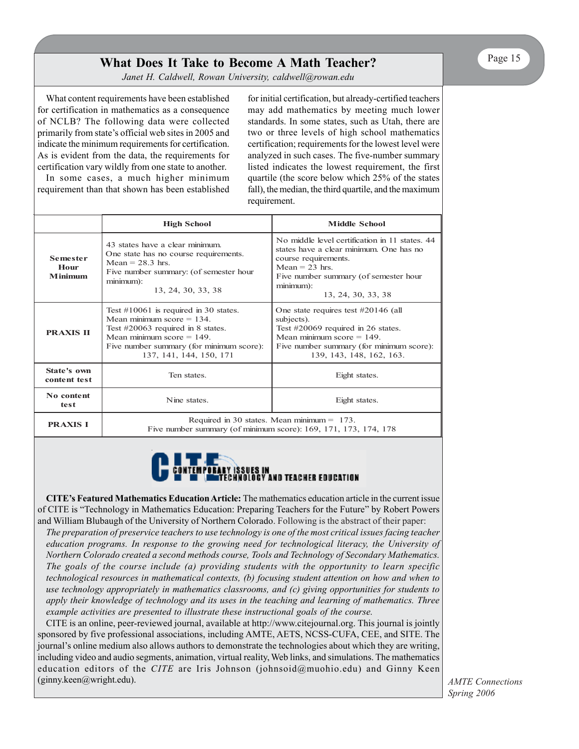## What Does It Take to Become A Math Teacher?

*Janet H. Caldwell, Rowan University, caldwell@rowan.edu*

What content requirements have been established for certification in mathematics as a consequence of NCLB? The following data were collected primarily from state's official web sites in 2005 and indicate the minimum requirements for certification. As is evident from the data, the requirements for certification vary wildly from one state to another.

In some cases, a much higher minimum requirement than that shown has been established for initial certification, but already-certified teachers may add mathematics by meeting much lower standards. In some states, such as Utah, there are two or three levels of high school mathematics certification; requirements for the lowest level were analyzed in such cases. The five-number summary listed indicates the lowest requirement, the first quartile (the score below which 25% of the states fall), the median, the third quartile, and the maximum requirement.

| | High School | Middle School |
|---|---|---|
| **Semester Hour Minimum** | 43 states have a clear minimum. One state has no course requirements. Mean = 28.3 hrs. Five number summary: (of semester hour minimum): 13, 24, 30, 33, 38 | No middle level certification in 11 states. 44 states have a clear minimum. One has no course requirements. Mean = 23 hrs. Five number summary (of semester hour minimum): 13, 24, 30, 33, 38 |
| **PRAXIS II** | Test #10061 is required in 30 states. Mean minimum score = 134. Test #20063 required in 8 states. Mean minimum score = 149. Five number summary (for minimum score): 137, 141, 144, 150, 171 | One state requires test #20146 (all subjects). Test #20069 required in 26 states. Mean minimum score = 149. Five number summary (for minimum score): 139, 143, 148, 162, 163. |
| **State's own content test** | Ten states. | Eight states. |
| **No content test** | Nine states. | Eight states. |
| **PRAXIS I** | Required in 30 states. Mean minimum = 173. Five number summary (of minimum score): 169, 171, 173, 174, 178 | |

CITE CONTEMPORARY ISSUES IN TECHNOLOGY AND TEACHER EDUCATION

**CITE's Featured Mathematics Education Article:** The mathematics education article in the current issue of CITE is "Technology in Mathematics Education: Preparing Teachers for the Future" by Robert Powers and William Blubaugh of the University of Northern Colorado. Following is the abstract of their paper:

*The preparation of preservice teachers to use technology is one of the most critical issues facing teacher education programs. In response to the growing need for technological literacy, the University of Northern Colorado created a second methods course, Tools and Technology of Secondary Mathematics. The goals of the course include (a) providing students with the opportunity to learn specific technological resources in mathematical contexts, (b) focusing student attention on how and when to use technology appropriately in mathematics classrooms, and (c) giving opportunities for students to apply their knowledge of technology and its uses in the teaching and learning of mathematics. Three example activities are presented to illustrate these instructional goals of the course.*

CITE is an online, peer-reviewed journal, available at http://www.citejournal.org. This journal is jointly sponsored by five professional associations, including AMTE, AETS, NCSS-CUFA, CEE, and SITE. The journal's online medium also allows authors to demonstrate the technologies about which they are writing, including video and audio segments, animation, virtual reality, Web links, and simulations. The mathematics education editors of the *CITE* are Iris Johnson (johnsoid@muohio.edu) and Ginny Keen (ginny.keen@wright.edu).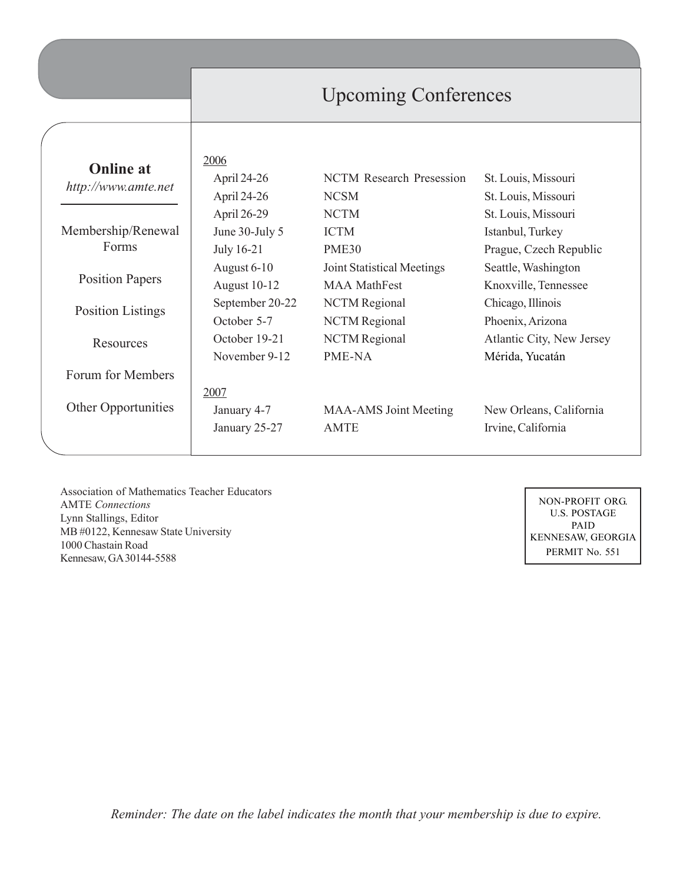## Upcoming Conferences

**Online at**
*http://www.amte.net*

Membership/Renewal Forms

Position Papers

Position Listings

Resources

Forum for Members

Other Opportunities

2006

| | | |
|---|---|---|
| April 24-26 | NCTM Research Presession | St. Louis, Missouri |
| April 24-26 | NCSM | St. Louis, Missouri |
| April 26-29 | NCTM | St. Louis, Missouri |
| June 30-July 5 | ICTM | Istanbul, Turkey |
| July 16-21 | PME30 | Prague, Czech Republic |
| August 6-10 | Joint Statistical Meetings | Seattle, Washington |
| August 10-12 | MAA MathFest | Knoxville, Tennessee |
| September 20-22 | NCTM Regional | Chicago, Illinois |
| October 5-7 | NCTM Regional | Phoenix, Arizona |
| October 19-21 | NCTM Regional | Atlantic City, New Jersey |
| November 9-12 | PME-NA | Mérida, Yucatán |

2007

| | | |
|---|---|---|
| January 4-7 | MAA-AMS Joint Meeting | New Orleans, California |
| January 25-27 | AMTE | Irvine, California |

Association of Mathematics Teacher Educators
AMTE *Connections*
Lynn Stallings, Editor
MB #0122, Kennesaw State University
1000 Chastain Road
Kennesaw, GA 30144-5588

NON-PROFIT ORG.
U.S. POSTAGE
PAID
KENNESAW, GEORGIA
PERMIT No. 551

*Reminder: The date on the label indicates the month that your membership is due to expire.*